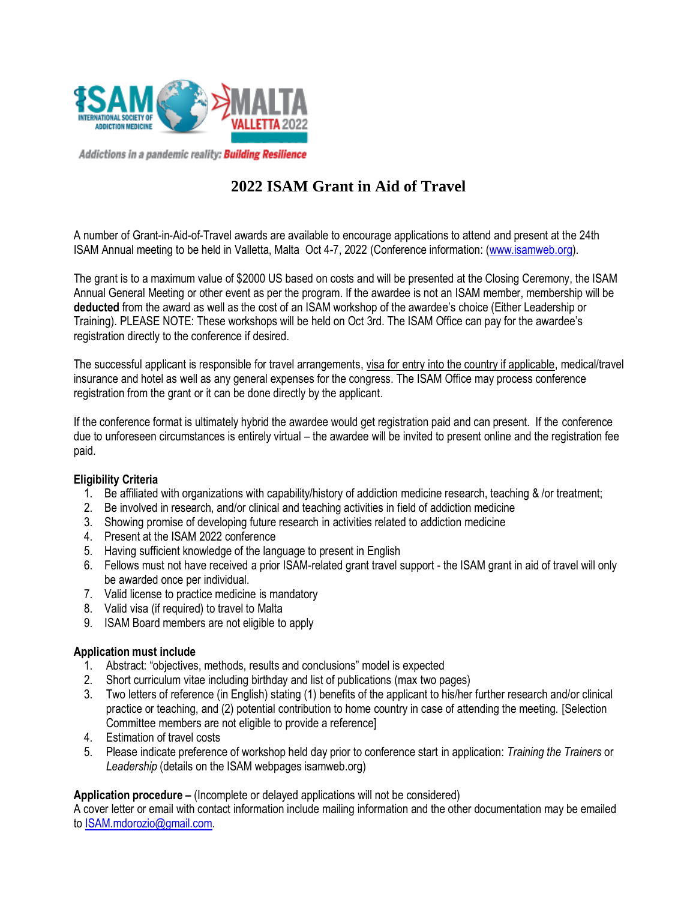ISAM INTERNATIONAL SOCIETY OF ADDICTION MEDICINE MALTA VALLETTA 2022

*Addictions in a pandemic reality: **Building Resilience***

# 2022 ISAM Grant in Aid of Travel

A number of Grant-in-Aid-of-Travel awards are available to encourage applications to attend and present at the 24th ISAM Annual meeting to be held in Valletta, Malta Oct 4-7, 2022 (Conference information: (www.isamweb.org).

The grant is to a maximum value of $2000 US based on costs and will be presented at the Closing Ceremony, the ISAM Annual General Meeting or other event as per the program. If the awardee is not an ISAM member, membership will be **deducted** from the award as well as the cost of an ISAM workshop of the awardee's choice (Either Leadership or Training). PLEASE NOTE: These workshops will be held on Oct 3rd. The ISAM Office can pay for the awardee's registration directly to the conference if desired.

The successful applicant is responsible for travel arrangements, visa for entry into the country if applicable, medical/travel insurance and hotel as well as any general expenses for the congress. The ISAM Office may process conference registration from the grant or it can be done directly by the applicant.

If the conference format is ultimately hybrid the awardee would get registration paid and can present. If the conference due to unforeseen circumstances is entirely virtual – the awardee will be invited to present online and the registration fee paid.

**Eligibility Criteria**

1. Be affiliated with organizations with capability/history of addiction medicine research, teaching & /or treatment;
2. Be involved in research, and/or clinical and teaching activities in field of addiction medicine
3. Showing promise of developing future research in activities related to addiction medicine
4. Present at the ISAM 2022 conference
5. Having sufficient knowledge of the language to present in English
6. Fellows must not have received a prior ISAM-related grant travel support - the ISAM grant in aid of travel will only be awarded once per individual.
7. Valid license to practice medicine is mandatory
8. Valid visa (if required) to travel to Malta
9. ISAM Board members are not eligible to apply

**Application must include**

1. Abstract: "objectives, methods, results and conclusions" model is expected
2. Short curriculum vitae including birthday and list of publications (max two pages)
3. Two letters of reference (in English) stating (1) benefits of the applicant to his/her further research and/or clinical practice or teaching, and (2) potential contribution to home country in case of attending the meeting. [Selection Committee members are not eligible to provide a reference]
4. Estimation of travel costs
5. Please indicate preference of workshop held day prior to conference start in application: *Training the Trainers* or *Leadership* (details on the ISAM webpages isamweb.org)

**Application procedure –** (Incomplete or delayed applications will not be considered)
A cover letter or email with contact information include mailing information and the other documentation may be emailed to ISAM.mdorozio@gmail.com.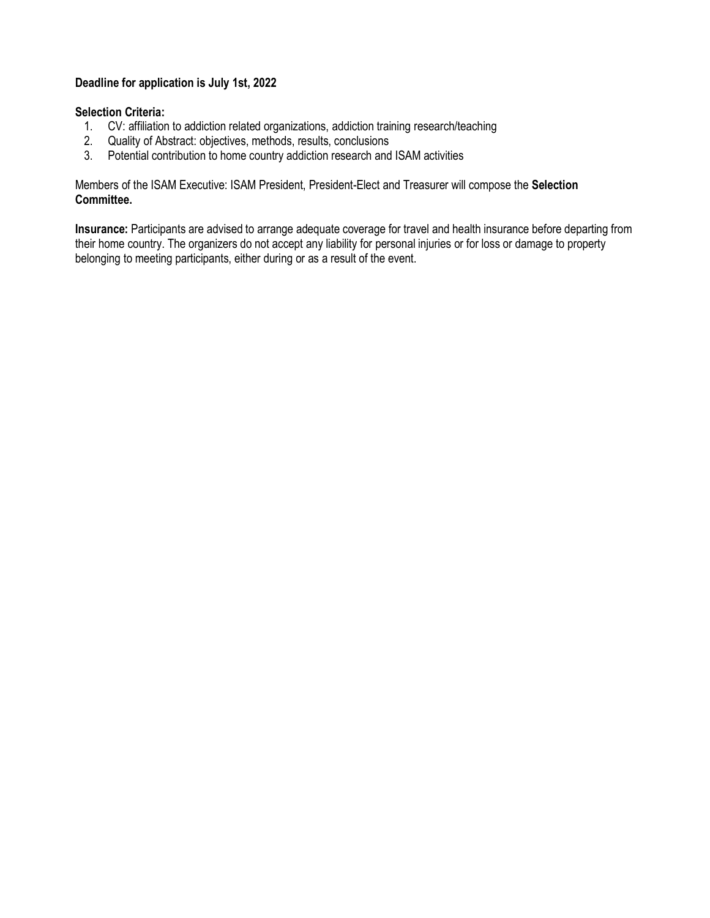**Deadline for application is July 1st, 2022**

**Selection Criteria:**

1. CV: affiliation to addiction related organizations, addiction training research/teaching
2. Quality of Abstract: objectives, methods, results, conclusions
3. Potential contribution to home country addiction research and ISAM activities

Members of the ISAM Executive: ISAM President, President-Elect and Treasurer will compose the **Selection Committee.**

**Insurance:** Participants are advised to arrange adequate coverage for travel and health insurance before departing from their home country. The organizers do not accept any liability for personal injuries or for loss or damage to property belonging to meeting participants, either during or as a result of the event.